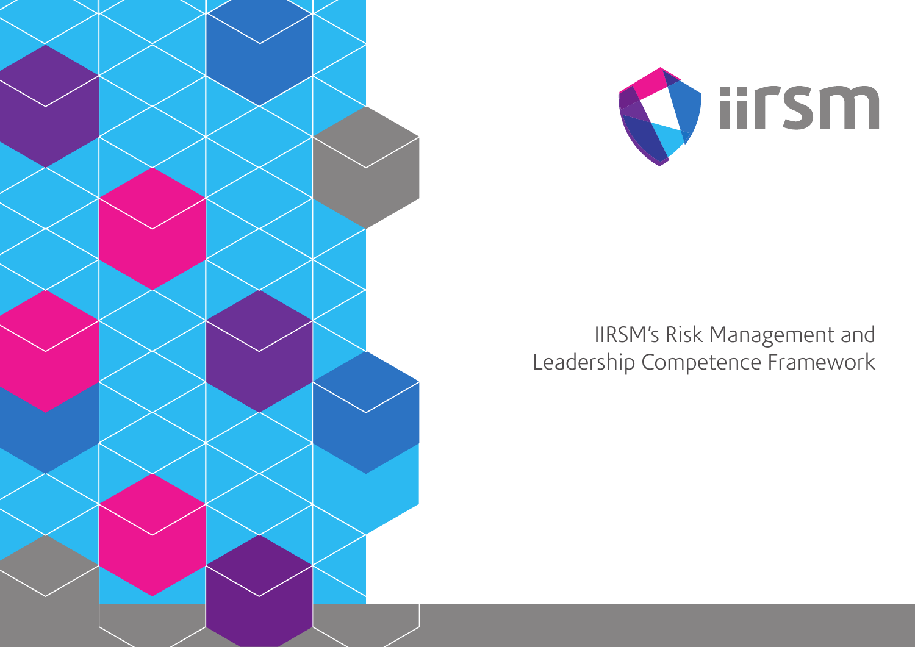iirsm

# IIRSM's Risk Management and Leadership Competence Framework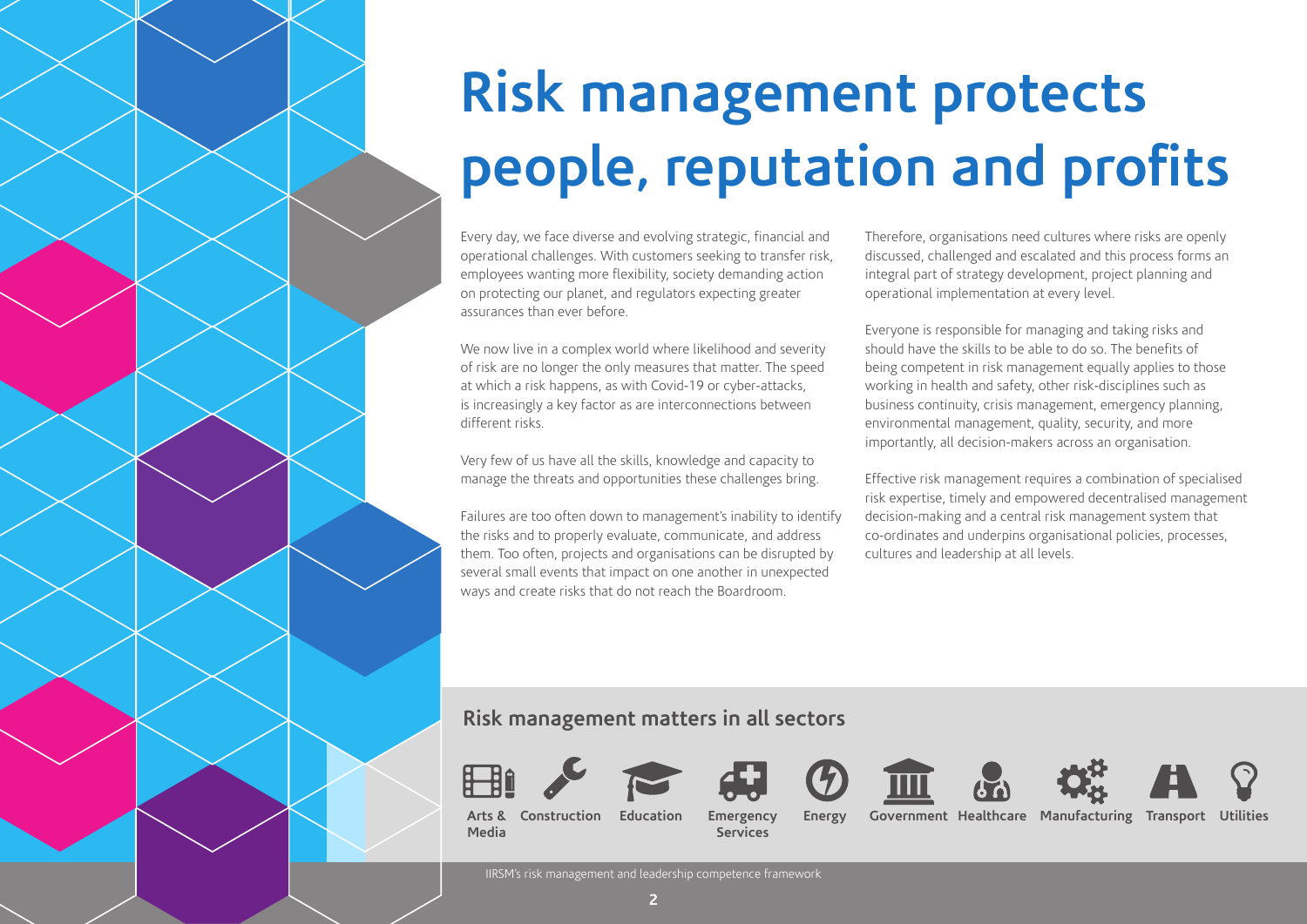# Risk management protects people, reputation and profits

Every day, we face diverse and evolving strategic, financial and operational challenges. With customers seeking to transfer risk, employees wanting more flexibility, society demanding action on protecting our planet, and regulators expecting greater assurances than ever before.

We now live in a complex world where likelihood and severity of risk are no longer the only measures that matter. The speed at which a risk happens, as with Covid-19 or cyber-attacks, is increasingly a key factor as are interconnections between different risks.

Very few of us have all the skills, knowledge and capacity to manage the threats and opportunities these challenges bring.

Failures are too often down to management's inability to identify the risks and to properly evaluate, communicate, and address them. Too often, projects and organisations can be disrupted by several small events that impact on one another in unexpected ways and create risks that do not reach the Boardroom.

Therefore, organisations need cultures where risks are openly discussed, challenged and escalated and this process forms an integral part of strategy development, project planning and operational implementation at every level.

Everyone is responsible for managing and taking risks and should have the skills to be able to do so. The benefits of being competent in risk management equally applies to those working in health and safety, other risk-disciplines such as business continuity, crisis management, emergency planning, environmental management, quality, security, and more importantly, all decision-makers across an organisation.

Effective risk management requires a combination of specialised risk expertise, timely and empowered decentralised management decision-making and a central risk management system that co-ordinates and underpins organisational policies, processes, cultures and leadership at all levels.

## Risk management matters in all sectors

Arts & Media · Construction · Education · Emergency Services · Energy · Government · Healthcare · Manufacturing · Transport · Utilities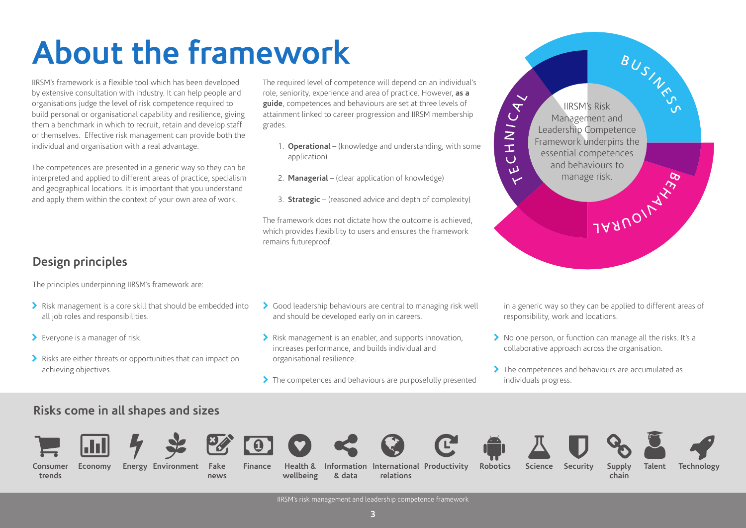# About the framework

IIRSM's framework is a flexible tool which has been developed by extensive consultation with industry. It can help people and organisations judge the level of risk competence required to build personal or organisational capability and resilience, giving them a benchmark in which to recruit, retain and develop staff or themselves. Effective risk management can provide both the individual and organisation with a real advantage.

The competences are presented in a generic way so they can be interpreted and applied to different areas of practice, specialism and geographical locations. It is important that you understand and apply them within the context of your own area of work.

The required level of competence will depend on an individual's role, seniority, experience and area of practice. However, **as a guide**, competences and behaviours are set at three levels of attainment linked to career progression and IIRSM membership grades.

1. **Operational** – (knowledge and understanding, with some application)
2. **Managerial** – (clear application of knowledge)
3. **Strategic** – (reasoned advice and depth of complexity)

The framework does not dictate how the outcome is achieved, which provides flexibility to users and ensures the framework remains futureproof.

BUSINESS

TECHNICAL

BEHAVIOURAL

IIRSM's Risk Management and Leadership Competence Framework underpins the essential competences and behaviours to manage risk.

## Design principles

The principles underpinning IIRSM's framework are:

- Risk management is a core skill that should be embedded into all job roles and responsibilities.
- Everyone is a manager of risk.
- Risks are either threats or opportunities that can impact on achieving objectives.
- Good leadership behaviours are central to managing risk well and should be developed early on in careers.
- Risk management is an enabler, and supports innovation, increases performance, and builds individual and organisational resilience.
- The competences and behaviours are purposefully presented in a generic way so they can be applied to different areas of responsibility, work and locations.
- No one person, or function can manage all the risks. It's a collaborative approach across the organisation.
- The competences and behaviours are accumulated as individuals progress.

## Risks come in all shapes and sizes

Consumer trends, Economy, Energy, Environment, Fake news, Finance, Health & wellbeing, Information & data, International relations, Productivity, Robotics, Science, Security, Supply chain, Talent, Technology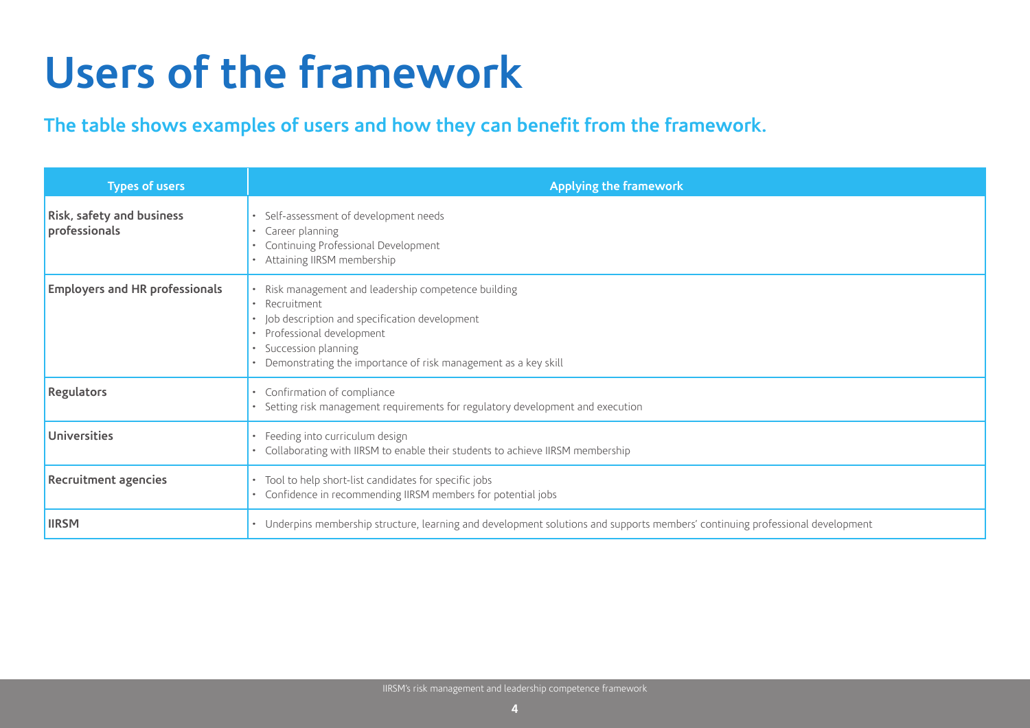# Users of the framework

## The table shows examples of users and how they can benefit from the framework.

| Types of users | Applying the framework |
|---|---|
| **Risk, safety and business professionals** | • Self-assessment of development needs<br>• Career planning<br>• Continuing Professional Development<br>• Attaining IIRSM membership |
| **Employers and HR professionals** | • Risk management and leadership competence building<br>• Recruitment<br>• Job description and specification development<br>• Professional development<br>• Succession planning<br>• Demonstrating the importance of risk management as a key skill |
| **Regulators** | • Confirmation of compliance<br>• Setting risk management requirements for regulatory development and execution |
| **Universities** | • Feeding into curriculum design<br>• Collaborating with IIRSM to enable their students to achieve IIRSM membership |
| **Recruitment agencies** | • Tool to help short-list candidates for specific jobs<br>• Confidence in recommending IIRSM members for potential jobs |
| **IIRSM** | • Underpins membership structure, learning and development solutions and supports members' continuing professional development |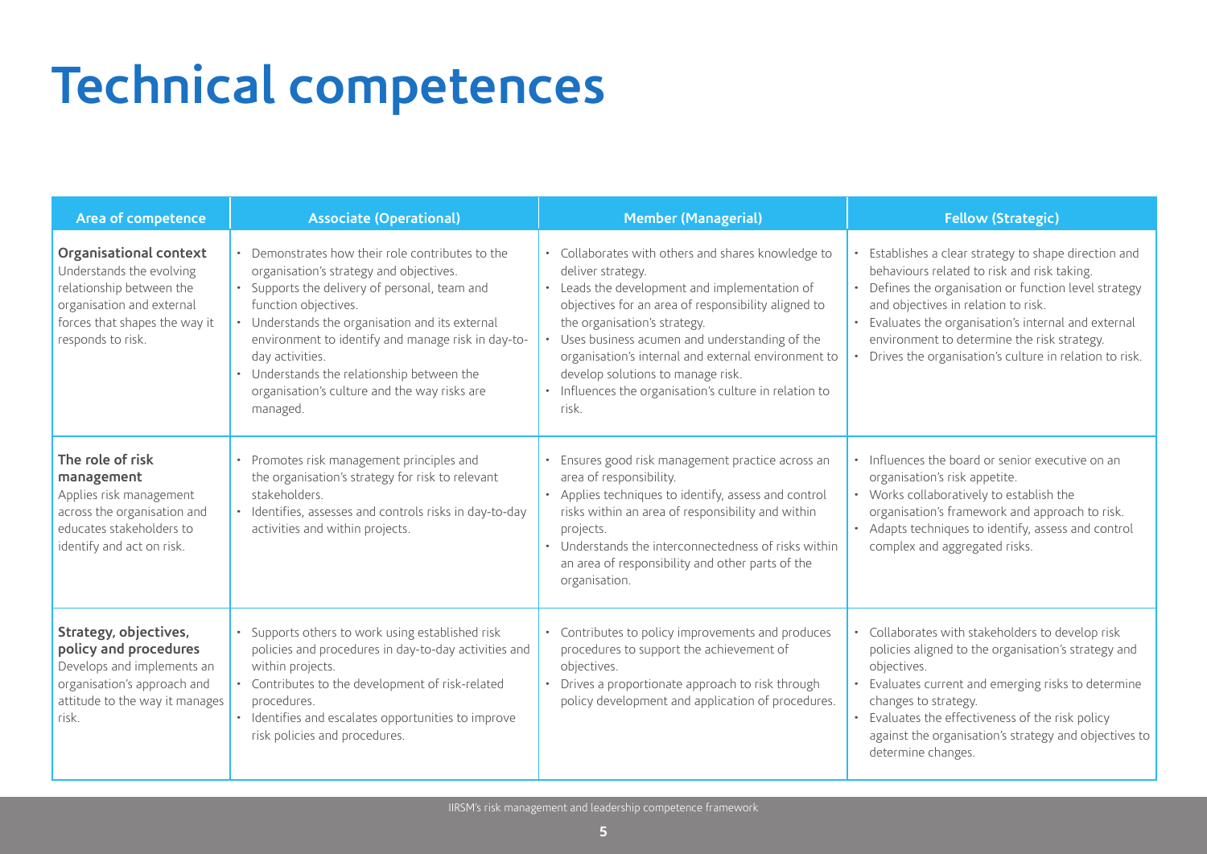# Technical competences

| Area of competence | Associate (Operational) | Member (Managerial) | Fellow (Strategic) |
|---|---|---|---|
| **Organisational context**<br>Understands the evolving relationship between the organisation and external forces that shapes the way it responds to risk. | • Demonstrates how their role contributes to the organisation's strategy and objectives.<br>• Supports the delivery of personal, team and function objectives.<br>• Understands the organisation and its external environment to identify and manage risk in day-to-day activities.<br>• Understands the relationship between the organisation's culture and the way risks are managed. | • Collaborates with others and shares knowledge to deliver strategy.<br>• Leads the development and implementation of objectives for an area of responsibility aligned to the organisation's strategy.<br>• Uses business acumen and understanding of the organisation's internal and external environment to develop solutions to manage risk.<br>• Influences the organisation's culture in relation to risk. | • Establishes a clear strategy to shape direction and behaviours related to risk and risk taking.<br>• Defines the organisation or function level strategy and objectives in relation to risk.<br>• Evaluates the organisation's internal and external environment to determine the risk strategy.<br>• Drives the organisation's culture in relation to risk. |
| **The role of risk management**<br>Applies risk management across the organisation and educates stakeholders to identify and act on risk. | • Promotes risk management principles and the organisation's strategy for risk to relevant stakeholders.<br>• Identifies, assesses and controls risks in day-to-day activities and within projects. | • Ensures good risk management practice across an area of responsibility.<br>• Applies techniques to identify, assess and control risks within an area of responsibility and within projects.<br>• Understands the interconnectedness of risks within an area of responsibility and other parts of the organisation. | • Influences the board or senior executive on an organisation's risk appetite.<br>• Works collaboratively to establish the organisation's framework and approach to risk.<br>• Adapts techniques to identify, assess and control complex and aggregated risks. |
| **Strategy, objectives, policy and procedures**<br>Develops and implements an organisation's approach and attitude to the way it manages risk. | • Supports others to work using established risk policies and procedures in day-to-day activities and within projects.<br>• Contributes to the development of risk-related procedures.<br>• Identifies and escalates opportunities to improve risk policies and procedures. | • Contributes to policy improvements and produces procedures to support the achievement of objectives.<br>• Drives a proportionate approach to risk through policy development and application of procedures. | • Collaborates with stakeholders to develop risk policies aligned to the organisation's strategy and objectives.<br>• Evaluates current and emerging risks to determine changes to strategy.<br>• Evaluates the effectiveness of the risk policy against the organisation's strategy and objectives to determine changes. |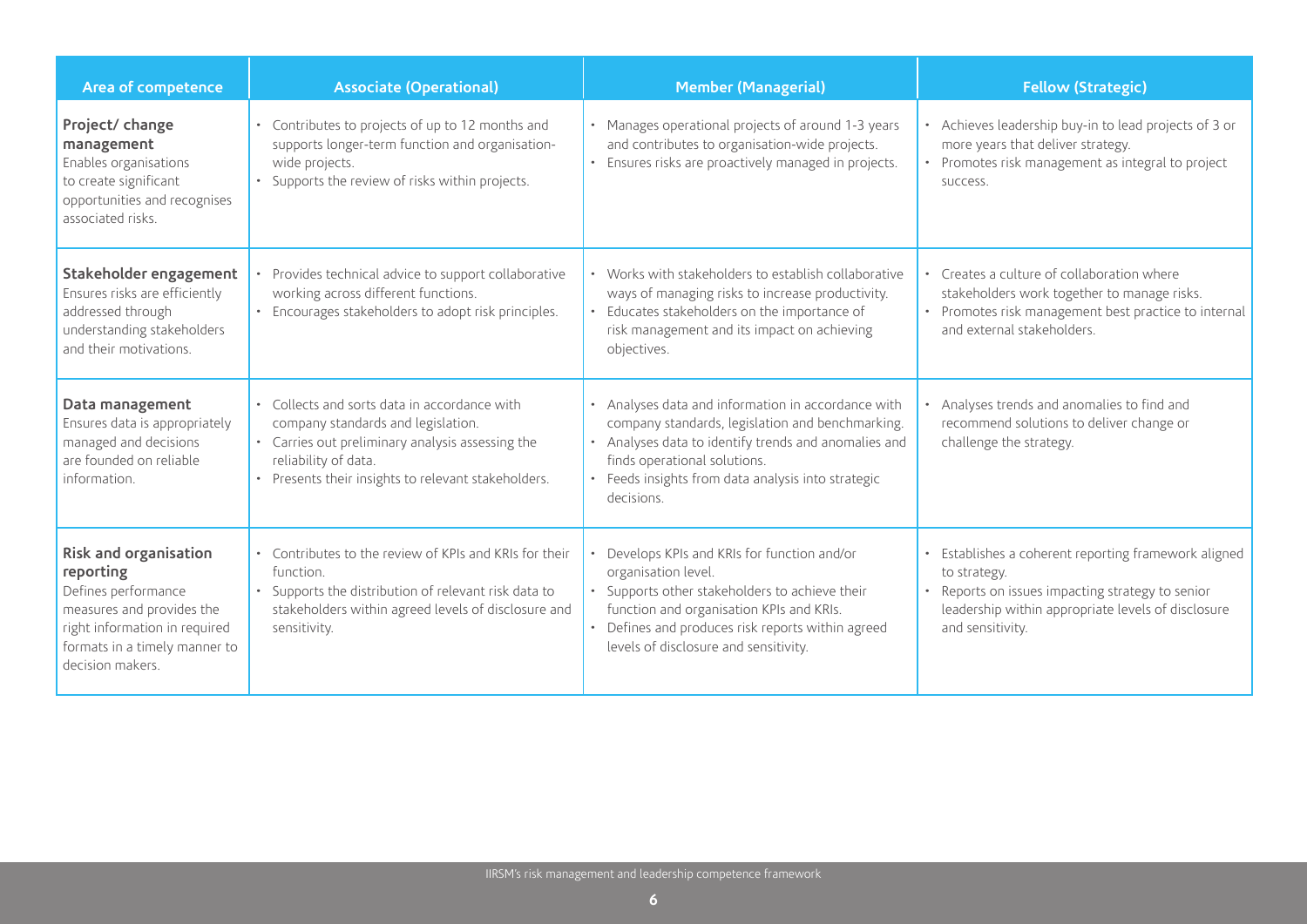| Area of competence | Associate (Operational) | Member (Managerial) | Fellow (Strategic) |
|---|---|---|---|
| **Project/ change management** Enables organisations to create significant opportunities and recognises associated risks. | • Contributes to projects of up to 12 months and supports longer-term function and organisation-wide projects.<br>• Supports the review of risks within projects. | • Manages operational projects of around 1-3 years and contributes to organisation-wide projects.<br>• Ensures risks are proactively managed in projects. | • Achieves leadership buy-in to lead projects of 3 or more years that deliver strategy.<br>• Promotes risk management as integral to project success. |
| **Stakeholder engagement** Ensures risks are efficiently addressed through understanding stakeholders and their motivations. | • Provides technical advice to support collaborative working across different functions.<br>• Encourages stakeholders to adopt risk principles. | • Works with stakeholders to establish collaborative ways of managing risks to increase productivity.<br>• Educates stakeholders on the importance of risk management and its impact on achieving objectives. | • Creates a culture of collaboration where stakeholders work together to manage risks.<br>• Promotes risk management best practice to internal and external stakeholders. |
| **Data management** Ensures data is appropriately managed and decisions are founded on reliable information. | • Collects and sorts data in accordance with company standards and legislation.<br>• Carries out preliminary analysis assessing the reliability of data.<br>• Presents their insights to relevant stakeholders. | • Analyses data and information in accordance with company standards, legislation and benchmarking.<br>• Analyses data to identify trends and anomalies and finds operational solutions.<br>• Feeds insights from data analysis into strategic decisions. | • Analyses trends and anomalies to find and recommend solutions to deliver change or challenge the strategy. |
| **Risk and organisation reporting** Defines performance measures and provides the right information in required formats in a timely manner to decision makers. | • Contributes to the review of KPIs and KRIs for their function.<br>• Supports the distribution of relevant risk data to stakeholders within agreed levels of disclosure and sensitivity. | • Develops KPIs and KRIs for function and/or organisation level.<br>• Supports other stakeholders to achieve their function and organisation KPIs and KRIs.<br>• Defines and produces risk reports within agreed levels of disclosure and sensitivity. | • Establishes a coherent reporting framework aligned to strategy.<br>• Reports on issues impacting strategy to senior leadership within appropriate levels of disclosure and sensitivity. |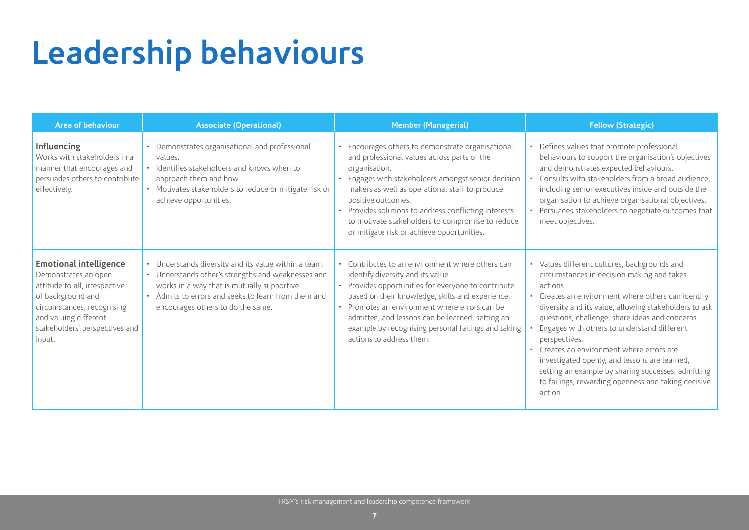# Leadership behaviours

| Area of behaviour | Associate (Operational) | Member (Managerial) | Fellow (Strategic) |
| --- | --- | --- | --- |
| **Influencing**<br>Works with stakeholders in a manner that encourages and persuades others to contribute effectively. | • Demonstrates organisational and professional values.<br>• Identifies stakeholders and knows when to approach them and how.<br>• Motivates stakeholders to reduce or mitigate risk or achieve opportunities. | • Encourages others to demonstrate organisational and professional values across parts of the organisation.<br>• Engages with stakeholders amongst senior decision makers as well as operational staff to produce positive outcomes.<br>• Provides solutions to address conflicting interests to motivate stakeholders to compromise to reduce or mitigate risk or achieve opportunities. | • Defines values that promote professional behaviours to support the organisation's objectives and demonstrates expected behaviours.<br>• Consults with stakeholders from a broad audience, including senior executives inside and outside the organisation to achieve organisational objectives.<br>• Persuades stakeholders to negotiate outcomes that meet objectives. |
| **Emotional intelligence**<br>Demonstrates an open attitude to all, irrespective of background and circumstances, recognising and valuing different stakeholders' perspectives and input. | • Understands diversity and its value within a team.<br>• Understands other's strengths and weaknesses and works in a way that is mutually supportive.<br>• Admits to errors and seeks to learn from them and encourages others to do the same. | • Contributes to an environment where others can identify diversity and its value.<br>• Provides opportunities for everyone to contribute based on their knowledge, skills and experience.<br>• Promotes an environment where errors can be admitted, and lessons can be learned, setting an example by recognising personal failings and taking actions to address them. | • Values different cultures, backgrounds and circumstances in decision making and takes actions.<br>• Creates an environment where others can identify diversity and its value, allowing stakeholders to ask questions, challenge, share ideas and concerns.<br>• Engages with others to understand different perspectives.<br>• Creates an environment where errors are investigated openly, and lessons are learned, setting an example by sharing successes, admitting to failings, rewarding openness and taking decisive action. |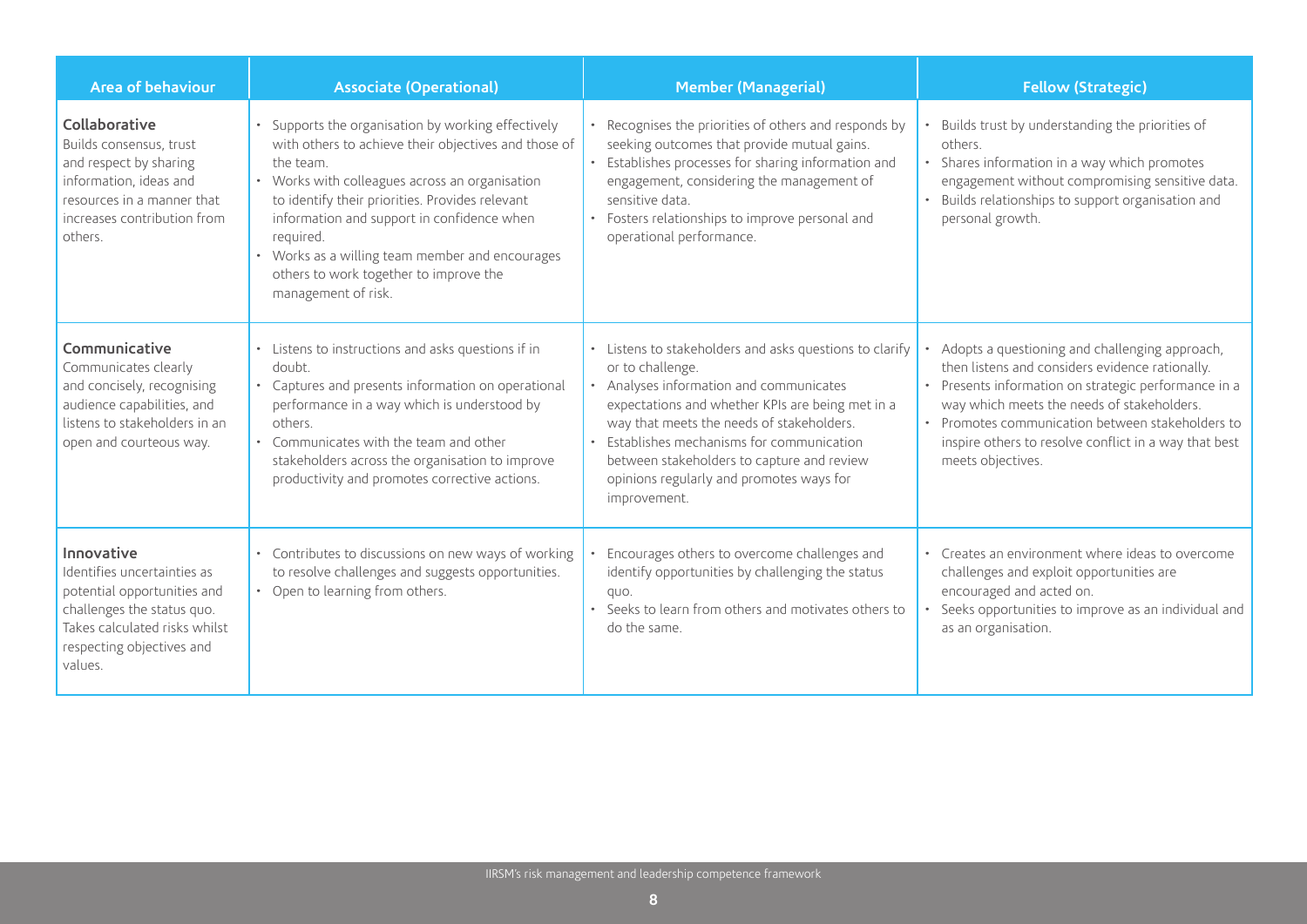| Area of behaviour | Associate (Operational) | Member (Managerial) | Fellow (Strategic) |
|---|---|---|---|
| **Collaborative**<br>Builds consensus, trust and respect by sharing information, ideas and resources in a manner that increases contribution from others. | • Supports the organisation by working effectively with others to achieve their objectives and those of the team.<br>• Works with colleagues across an organisation to identify their priorities. Provides relevant information and support in confidence when required.<br>• Works as a willing team member and encourages others to work together to improve the management of risk. | • Recognises the priorities of others and responds by seeking outcomes that provide mutual gains.<br>• Establishes processes for sharing information and engagement, considering the management of sensitive data.<br>• Fosters relationships to improve personal and operational performance. | • Builds trust by understanding the priorities of others.<br>• Shares information in a way which promotes engagement without compromising sensitive data.<br>• Builds relationships to support organisation and personal growth. |
| **Communicative**<br>Communicates clearly and concisely, recognising audience capabilities, and listens to stakeholders in an open and courteous way. | • Listens to instructions and asks questions if in doubt.<br>• Captures and presents information on operational performance in a way which is understood by others.<br>• Communicates with the team and other stakeholders across the organisation to improve productivity and promotes corrective actions. | • Listens to stakeholders and asks questions to clarify or to challenge.<br>• Analyses information and communicates expectations and whether KPIs are being met in a way that meets the needs of stakeholders.<br>• Establishes mechanisms for communication between stakeholders to capture and review opinions regularly and promotes ways for improvement. | • Adopts a questioning and challenging approach, then listens and considers evidence rationally.<br>• Presents information on strategic performance in a way which meets the needs of stakeholders.<br>• Promotes communication between stakeholders to inspire others to resolve conflict in a way that best meets objectives. |
| **Innovative**<br>Identifies uncertainties as potential opportunities and challenges the status quo. Takes calculated risks whilst respecting objectives and values. | • Contributes to discussions on new ways of working to resolve challenges and suggests opportunities.<br>• Open to learning from others. | • Encourages others to overcome challenges and identify opportunities by challenging the status quo.<br>• Seeks to learn from others and motivates others to do the same. | • Creates an environment where ideas to overcome challenges and exploit opportunities are encouraged and acted on.<br>• Seeks opportunities to improve as an individual and as an organisation. |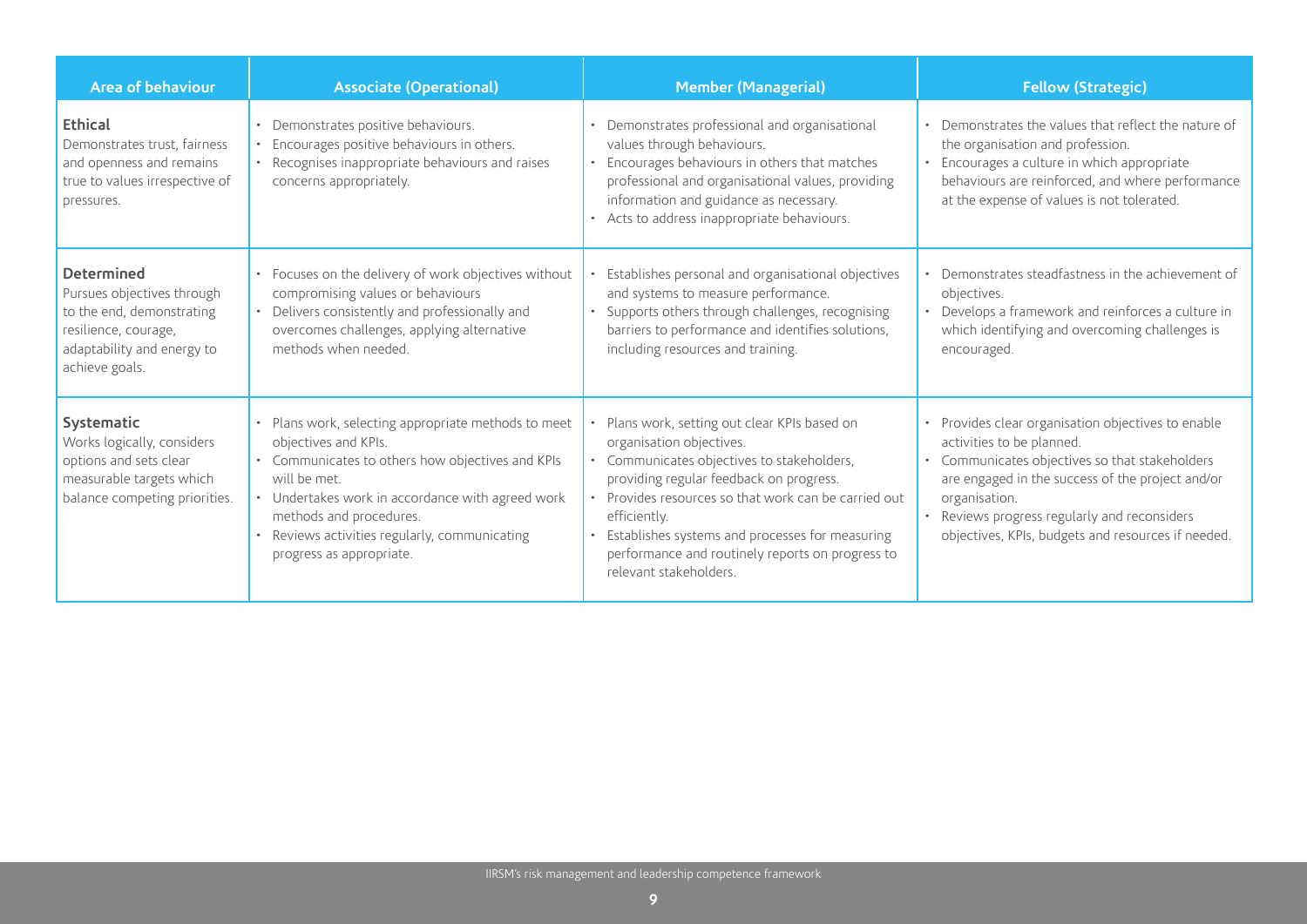| Area of behaviour | Associate (Operational) | Member (Managerial) | Fellow (Strategic) |
|---|---|---|---|
| **Ethical**<br>Demonstrates trust, fairness and openness and remains true to values irrespective of pressures. | • Demonstrates positive behaviours.<br>• Encourages positive behaviours in others.<br>• Recognises inappropriate behaviours and raises concerns appropriately. | • Demonstrates professional and organisational values through behaviours.<br>• Encourages behaviours in others that matches professional and organisational values, providing information and guidance as necessary.<br>• Acts to address inappropriate behaviours. | • Demonstrates the values that reflect the nature of the organisation and profession.<br>• Encourages a culture in which appropriate behaviours are reinforced, and where performance at the expense of values is not tolerated. |
| **Determined**<br>Pursues objectives through to the end, demonstrating resilience, courage, adaptability and energy to achieve goals. | • Focuses on the delivery of work objectives without compromising values or behaviours<br>• Delivers consistently and professionally and overcomes challenges, applying alternative methods when needed. | • Establishes personal and organisational objectives and systems to measure performance.<br>• Supports others through challenges, recognising barriers to performance and identifies solutions, including resources and training. | • Demonstrates steadfastness in the achievement of objectives.<br>• Develops a framework and reinforces a culture in which identifying and overcoming challenges is encouraged. |
| **Systematic**<br>Works logically, considers options and sets clear measurable targets which balance competing priorities. | • Plans work, selecting appropriate methods to meet objectives and KPIs.<br>• Communicates to others how objectives and KPIs will be met.<br>• Undertakes work in accordance with agreed work methods and procedures.<br>• Reviews activities regularly, communicating progress as appropriate. | • Plans work, setting out clear KPIs based on organisation objectives.<br>• Communicates objectives to stakeholders, providing regular feedback on progress.<br>• Provides resources so that work can be carried out efficiently.<br>• Establishes systems and processes for measuring performance and routinely reports on progress to relevant stakeholders. | • Provides clear organisation objectives to enable activities to be planned.<br>• Communicates objectives so that stakeholders are engaged in the success of the project and/or organisation.<br>• Reviews progress regularly and reconsiders objectives, KPIs, budgets and resources if needed. |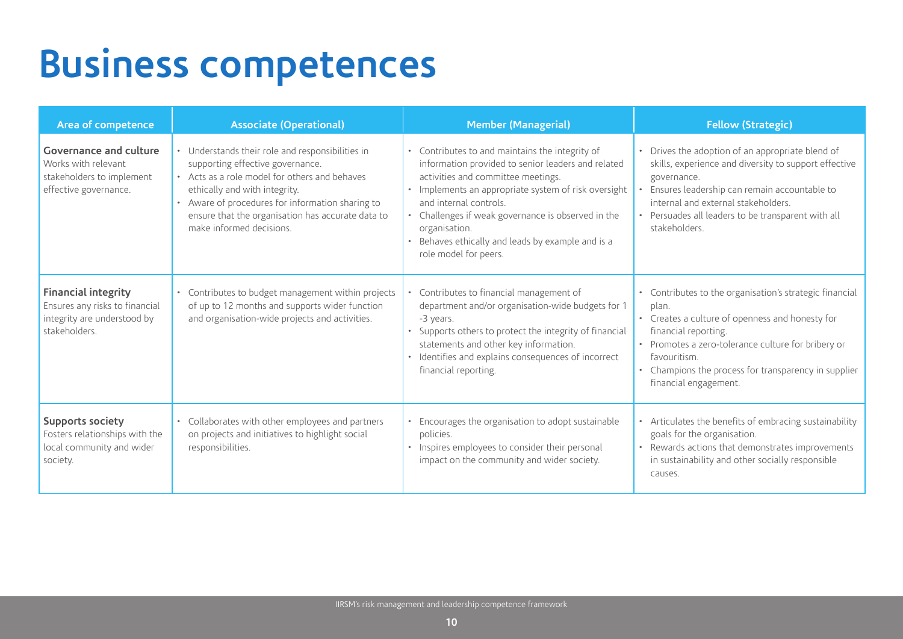# Business competences

| Area of competence | Associate (Operational) | Member (Managerial) | Fellow (Strategic) |
|---|---|---|---|
| **Governance and culture**<br>Works with relevant stakeholders to implement effective governance. | • Understands their role and responsibilities in supporting effective governance.<br>• Acts as a role model for others and behaves ethically and with integrity.<br>• Aware of procedures for information sharing to ensure that the organisation has accurate data to make informed decisions. | • Contributes to and maintains the integrity of information provided to senior leaders and related activities and committee meetings.<br>• Implements an appropriate system of risk oversight and internal controls.<br>• Challenges if weak governance is observed in the organisation.<br>• Behaves ethically and leads by example and is a role model for peers. | • Drives the adoption of an appropriate blend of skills, experience and diversity to support effective governance.<br>• Ensures leadership can remain accountable to internal and external stakeholders.<br>• Persuades all leaders to be transparent with all stakeholders. |
| **Financial integrity**<br>Ensures any risks to financial integrity are understood by stakeholders. | • Contributes to budget management within projects of up to 12 months and supports wider function and organisation-wide projects and activities. | • Contributes to financial management of department and/or organisation-wide budgets for 1 -3 years.<br>• Supports others to protect the integrity of financial statements and other key information.<br>• Identifies and explains consequences of incorrect financial reporting. | • Contributes to the organisation's strategic financial plan.<br>• Creates a culture of openness and honesty for financial reporting.<br>• Promotes a zero-tolerance culture for bribery or favouritism.<br>• Champions the process for transparency in supplier financial engagement. |
| **Supports society**<br>Fosters relationships with the local community and wider society. | • Collaborates with other employees and partners on projects and initiatives to highlight social responsibilities. | • Encourages the organisation to adopt sustainable policies.<br>• Inspires employees to consider their personal impact on the community and wider society. | • Articulates the benefits of embracing sustainability goals for the organisation.<br>• Rewards actions that demonstrates improvements in sustainability and other socially responsible causes. |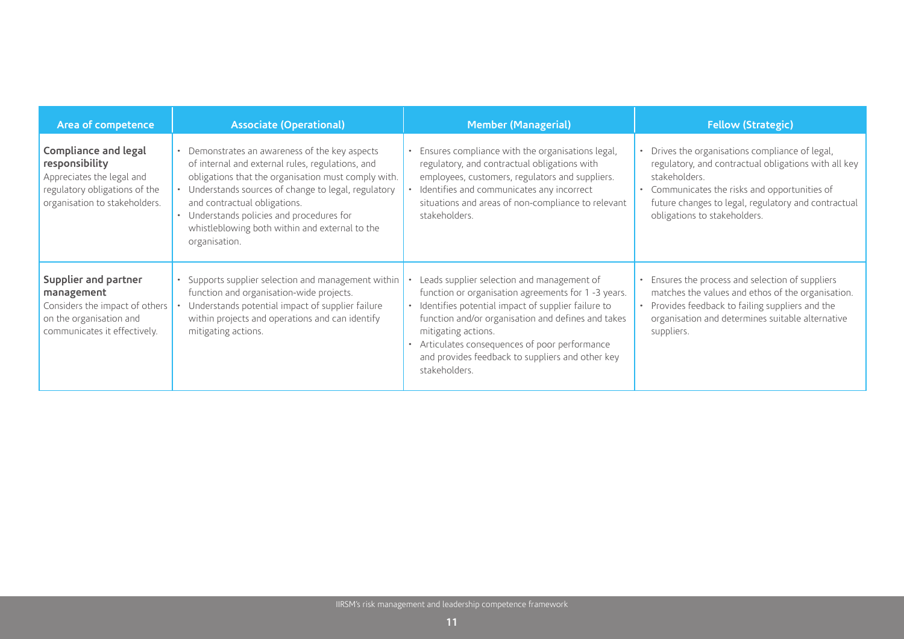| Area of competence | Associate (Operational) | Member (Managerial) | Fellow (Strategic) |
|---|---|---|---|
| **Compliance and legal responsibility**<br>Appreciates the legal and regulatory obligations of the organisation to stakeholders. | • Demonstrates an awareness of the key aspects of internal and external rules, regulations, and obligations that the organisation must comply with.<br>• Understands sources of change to legal, regulatory and contractual obligations.<br>• Understands policies and procedures for whistleblowing both within and external to the organisation. | • Ensures compliance with the organisations legal, regulatory, and contractual obligations with employees, customers, regulators and suppliers.<br>• Identifies and communicates any incorrect situations and areas of non-compliance to relevant stakeholders. | • Drives the organisations compliance of legal, regulatory, and contractual obligations with all key stakeholders.<br>• Communicates the risks and opportunities of future changes to legal, regulatory and contractual obligations to stakeholders. |
| **Supplier and partner management**<br>Considers the impact of others on the organisation and communicates it effectively. | • Supports supplier selection and management within function and organisation-wide projects.<br>• Understands potential impact of supplier failure within projects and operations and can identify mitigating actions. | • Leads supplier selection and management of function or organisation agreements for 1 -3 years.<br>• Identifies potential impact of supplier failure to function and/or organisation and defines and takes mitigating actions.<br>• Articulates consequences of poor performance and provides feedback to suppliers and other key stakeholders. | • Ensures the process and selection of suppliers matches the values and ethos of the organisation.<br>• Provides feedback to failing suppliers and the organisation and determines suitable alternative suppliers. |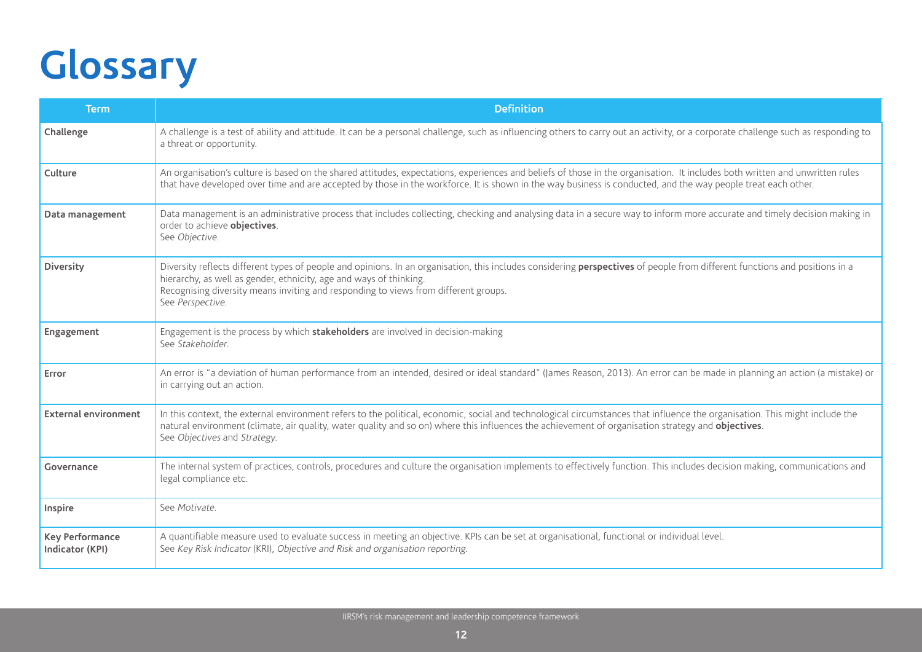# Glossary

| Term | Definition |
|---|---|
| **Challenge** | A challenge is a test of ability and attitude. It can be a personal challenge, such as influencing others to carry out an activity, or a corporate challenge such as responding to a threat or opportunity. |
| **Culture** | An organisation's culture is based on the shared attitudes, expectations, experiences and beliefs of those in the organisation. It includes both written and unwritten rules that have developed over time and are accepted by those in the workforce. It is shown in the way business is conducted, and the way people treat each other. |
| **Data management** | Data management is an administrative process that includes collecting, checking and analysing data in a secure way to inform more accurate and timely decision making in order to achieve **objectives**.<br>See *Objective.* |
| **Diversity** | Diversity reflects different types of people and opinions. In an organisation, this includes considering **perspectives** of people from different functions and positions in a hierarchy, as well as gender, ethnicity, age and ways of thinking.<br>Recognising diversity means inviting and responding to views from different groups.<br>See *Perspective.* |
| **Engagement** | Engagement is the process by which **stakeholders** are involved in decision-making<br>See *Stakeholder.* |
| **Error** | An error is "a deviation of human performance from an intended, desired or ideal standard" (James Reason, 2013). An error can be made in planning an action (a mistake) or in carrying out an action. |
| **External environment** | In this context, the external environment refers to the political, economic, social and technological circumstances that influence the organisation. This might include the natural environment (climate, air quality, water quality and so on) where this influences the achievement of organisation strategy and **objectives**.<br>See *Objectives* and *Strategy.* |
| **Governance** | The internal system of practices, controls, procedures and culture the organisation implements to effectively function. This includes decision making, communications and legal compliance etc. |
| **Inspire** | See *Motivate.* |
| **Key Performance Indicator (KPI)** | A quantifiable measure used to evaluate success in meeting an objective. KPIs can be set at organisational, functional or individual level.<br>See *Key Risk Indicator* (KRI), *Objective and Risk and organisation reporting.* |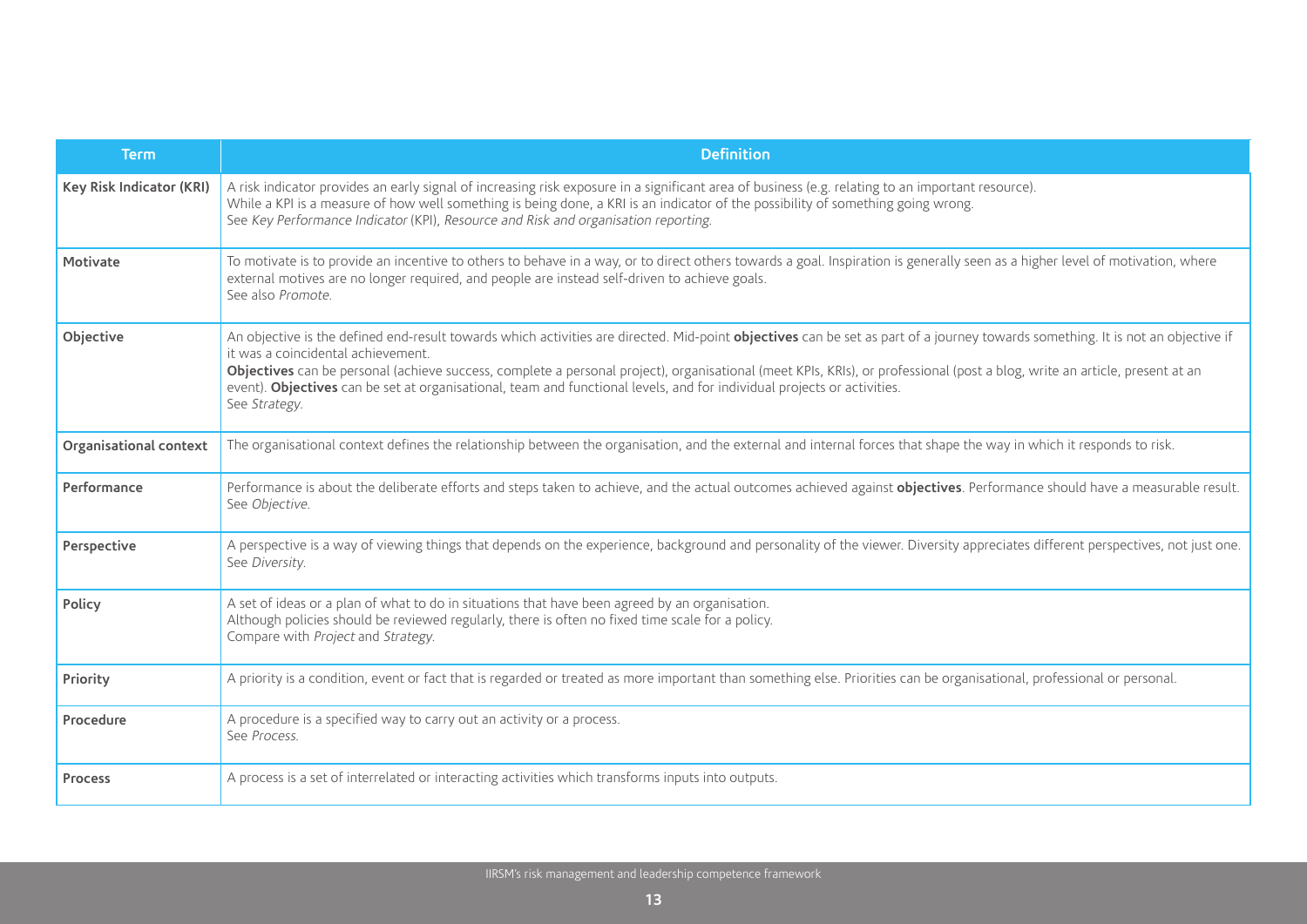| Term | Definition |
|---|---|
| **Key Risk Indicator (KRI)** | A risk indicator provides an early signal of increasing risk exposure in a significant area of business (e.g. relating to an important resource).<br>While a KPI is a measure of how well something is being done, a KRI is an indicator of the possibility of something going wrong.<br>See *Key Performance Indicator* (KPI), *Resource and Risk and organisation reporting.* |
| **Motivate** | To motivate is to provide an incentive to others to behave in a way, or to direct others towards a goal. Inspiration is generally seen as a higher level of motivation, where external motives are no longer required, and people are instead self-driven to achieve goals.<br>See also *Promote.* |
| **Objective** | An objective is the defined end-result towards which activities are directed. Mid-point **objectives** can be set as part of a journey towards something. It is not an objective if it was a coincidental achievement.<br>**Objectives** can be personal (achieve success, complete a personal project), organisational (meet KPIs, KRIs), or professional (post a blog, write an article, present at an event). **Objectives** can be set at organisational, team and functional levels, and for individual projects or activities.<br>See *Strategy.* |
| **Organisational context** | The organisational context defines the relationship between the organisation, and the external and internal forces that shape the way in which it responds to risk. |
| **Performance** | Performance is about the deliberate efforts and steps taken to achieve, and the actual outcomes achieved against **objectives**. Performance should have a measurable result.<br>See *Objective.* |
| **Perspective** | A perspective is a way of viewing things that depends on the experience, background and personality of the viewer. Diversity appreciates different perspectives, not just one.<br>See *Diversity.* |
| **Policy** | A set of ideas or a plan of what to do in situations that have been agreed by an organisation.<br>Although policies should be reviewed regularly, there is often no fixed time scale for a policy.<br>Compare with *Project* and *Strategy.* |
| **Priority** | A priority is a condition, event or fact that is regarded or treated as more important than something else. Priorities can be organisational, professional or personal. |
| **Procedure** | A procedure is a specified way to carry out an activity or a process.<br>See *Process.* |
| **Process** | A process is a set of interrelated or interacting activities which transforms inputs into outputs. |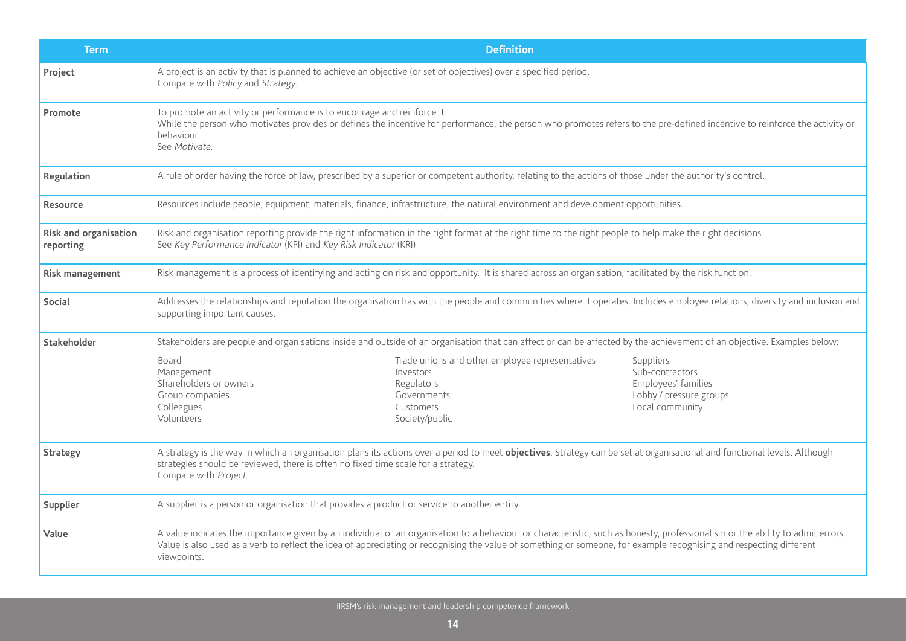| Term | Definition |
|---|---|
| **Project** | A project is an activity that is planned to achieve an objective (or set of objectives) over a specified period.<br>Compare with *Policy* and *Strategy*. |
| **Promote** | To promote an activity or performance is to encourage and reinforce it.<br>While the person who motivates provides or defines the incentive for performance, the person who promotes refers to the pre-defined incentive to reinforce the activity or behaviour.<br>See *Motivate*. |
| **Regulation** | A rule of order having the force of law, prescribed by a superior or competent authority, relating to the actions of those under the authority's control. |
| **Resource** | Resources include people, equipment, materials, finance, infrastructure, the natural environment and development opportunities. |
| **Risk and organisation reporting** | Risk and organisation reporting provide the right information in the right format at the right time to the right people to help make the right decisions.<br>See *Key Performance Indicator* (KPI) and *Key Risk Indicator* (KRI) |
| **Risk management** | Risk management is a process of identifying and acting on risk and opportunity. It is shared across an organisation, facilitated by the risk function. |
| **Social** | Addresses the relationships and reputation the organisation has with the people and communities where it operates. Includes employee relations, diversity and inclusion and supporting important causes. |
| **Stakeholder** | Stakeholders are people and organisations inside and outside of an organisation that can affect or can be affected by the achievement of an objective. Examples below:<br>Board, Management, Shareholders or owners, Group companies, Colleagues, Volunteers<br>Trade unions and other employee representatives, Investors, Regulators, Governments, Customers, Society/public<br>Suppliers, Sub-contractors, Employees' families, Lobby / pressure groups, Local community |
| **Strategy** | A strategy is the way in which an organisation plans its actions over a period to meet **objectives**. Strategy can be set at organisational and functional levels. Although strategies should be reviewed, there is often no fixed time scale for a strategy.<br>Compare with *Project*. |
| **Supplier** | A supplier is a person or organisation that provides a product or service to another entity. |
| **Value** | A value indicates the importance given by an individual or an organisation to a behaviour or characteristic, such as honesty, professionalism or the ability to admit errors. Value is also used as a verb to reflect the idea of appreciating or recognising the value of something or someone, for example recognising and respecting different viewpoints. |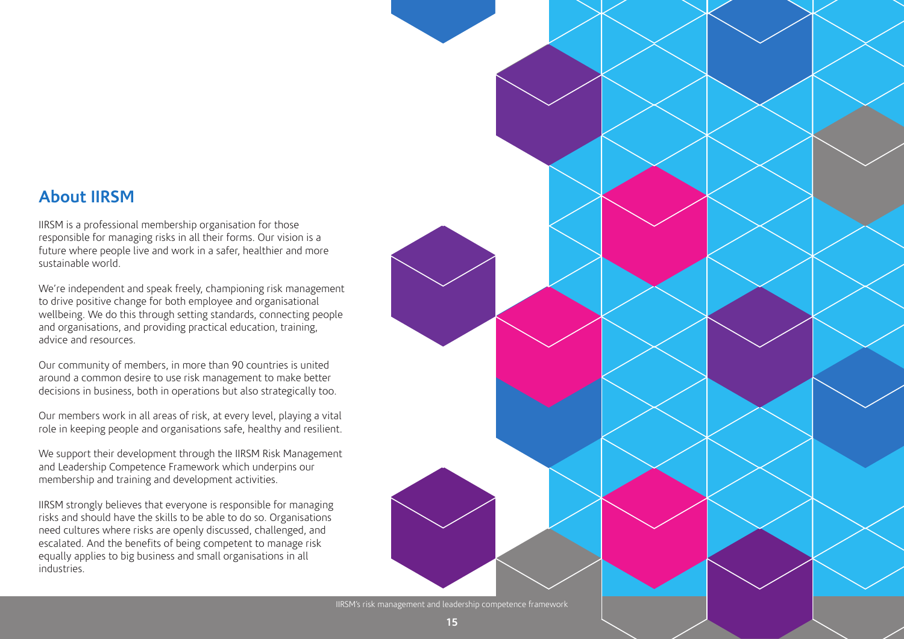## About IIRSM

IIRSM is a professional membership organisation for those responsible for managing risks in all their forms. Our vision is a future where people live and work in a safer, healthier and more sustainable world.

We're independent and speak freely, championing risk management to drive positive change for both employee and organisational wellbeing. We do this through setting standards, connecting people and organisations, and providing practical education, training, advice and resources.

Our community of members, in more than 90 countries is united around a common desire to use risk management to make better decisions in business, both in operations but also strategically too.

Our members work in all areas of risk, at every level, playing a vital role in keeping people and organisations safe, healthy and resilient.

We support their development through the IIRSM Risk Management and Leadership Competence Framework which underpins our membership and training and development activities.

IIRSM strongly believes that everyone is responsible for managing risks and should have the skills to be able to do so. Organisations need cultures where risks are openly discussed, challenged, and escalated. And the benefits of being competent to manage risk equally applies to big business and small organisations in all industries.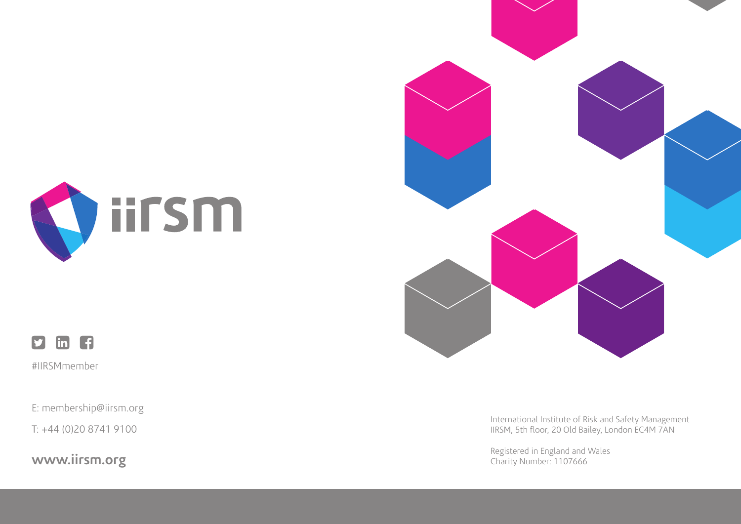iirsm

#IIRSMmember

E: membership@iirsm.org

T: +44 (0)20 8741 9100

**www.iirsm.org**

International Institute of Risk and Safety Management
IIRSM, 5th floor, 20 Old Bailey, London EC4M 7AN

Registered in England and Wales
Charity Number: 1107666